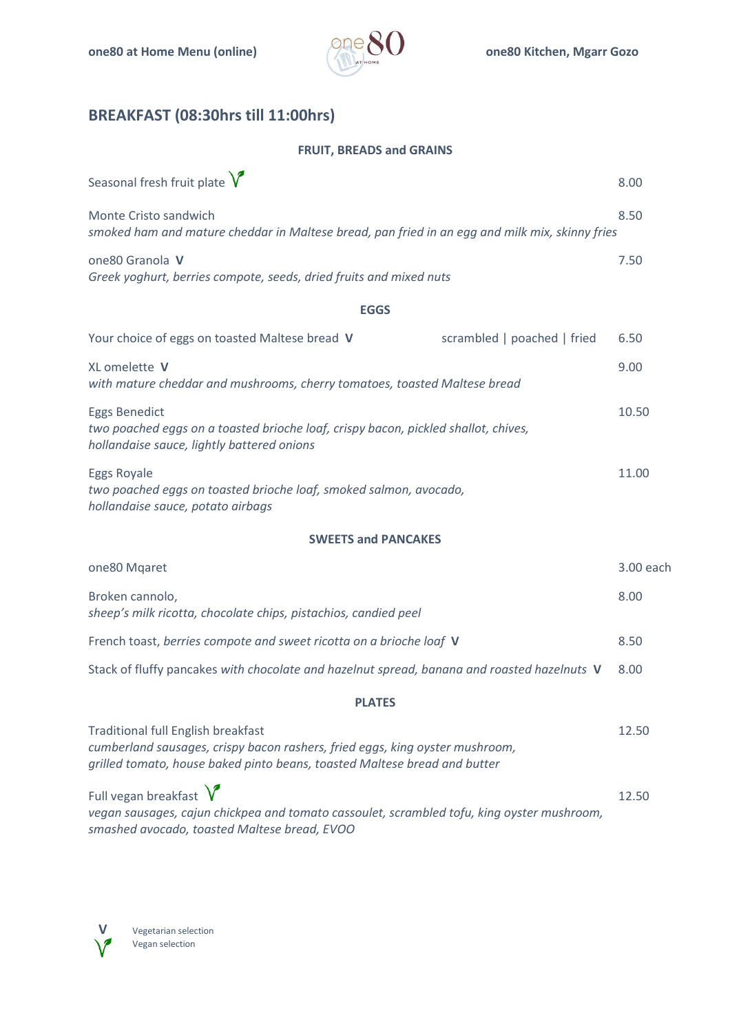one80 at Home Menu (online) | one80 Kitchen, Mgarr Gozo

# BREAKFAST (08:30hrs till 11:00hrs)

## FRUIT, BREADS and GRAINS

Seasonal fresh fruit plate (Vegan) — 8.00

Monte Cristo sandwich — 8.50
*smoked ham and mature cheddar in Maltese bread, pan fried in an egg and milk mix, skinny fries*

one80 Granola **V** — 7.50
*Greek yoghurt, berries compote, seeds, dried fruits and mixed nuts*

## EGGS

Your choice of eggs on toasted Maltese bread **V** — scrambled | poached | fried — 6.50

XL omelette **V** — 9.00
*with mature cheddar and mushrooms, cherry tomatoes, toasted Maltese bread*

Eggs Benedict — 10.50
*two poached eggs on a toasted brioche loaf, crispy bacon, pickled shallot, chives, hollandaise sauce, lightly battered onions*

Eggs Royale — 11.00
*two poached eggs on toasted brioche loaf, smoked salmon, avocado, hollandaise sauce, potato airbags*

## SWEETS and PANCAKES

one80 Mqaret — 3.00 each

Broken cannolo, — 8.00
*sheep's milk ricotta, chocolate chips, pistachios, candied peel*

French toast, *berries compote and sweet ricotta on a brioche loaf* **V** — 8.50

Stack of fluffy pancakes *with chocolate and hazelnut spread, banana and roasted hazelnuts* **V** — 8.00

## PLATES

Traditional full English breakfast — 12.50
*cumberland sausages, crispy bacon rashers, fried eggs, king oyster mushroom, grilled tomato, house baked pinto beans, toasted Maltese bread and butter*

Full vegan breakfast (Vegan) — 12.50
*vegan sausages, cajun chickpea and tomato cassoulet, scrambled tofu, king oyster mushroom, smashed avocado, toasted Maltese bread, EVOO*

**V** Vegetarian selection
(Vegan) Vegan selection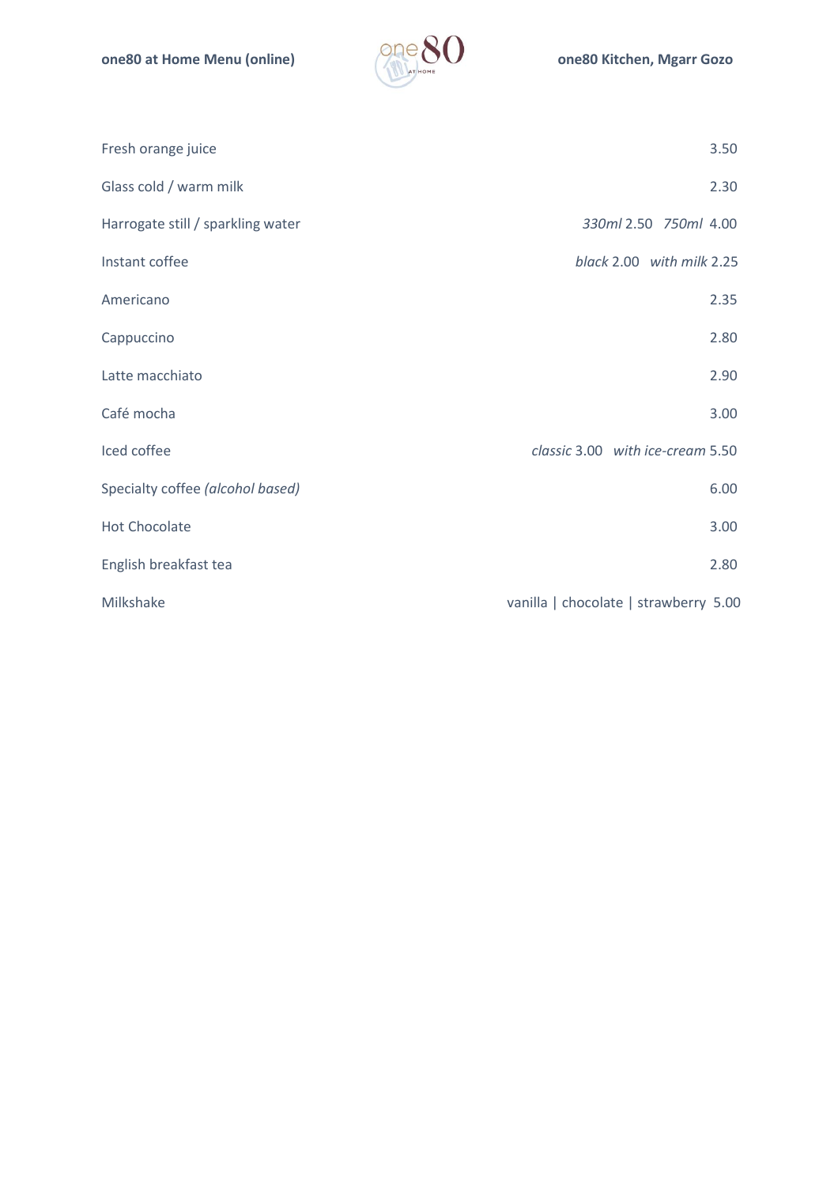| | |
|---|---|
| Fresh orange juice | 3.50 |
| Glass cold / warm milk | 2.30 |
| Harrogate still / sparkling water | *330ml* 2.50 *750ml* 4.00 |
| Instant coffee | *black* 2.00 *with milk* 2.25 |
| Americano | 2.35 |
| Cappuccino | 2.80 |
| Latte macchiato | 2.90 |
| Café mocha | 3.00 |
| Iced coffee | *classic* 3.00 *with ice-cream* 5.50 |
| Specialty coffee *(alcohol based)* | 6.00 |
| Hot Chocolate | 3.00 |
| English breakfast tea | 2.80 |
| Milkshake | vanilla \| chocolate \| strawberry 5.00 |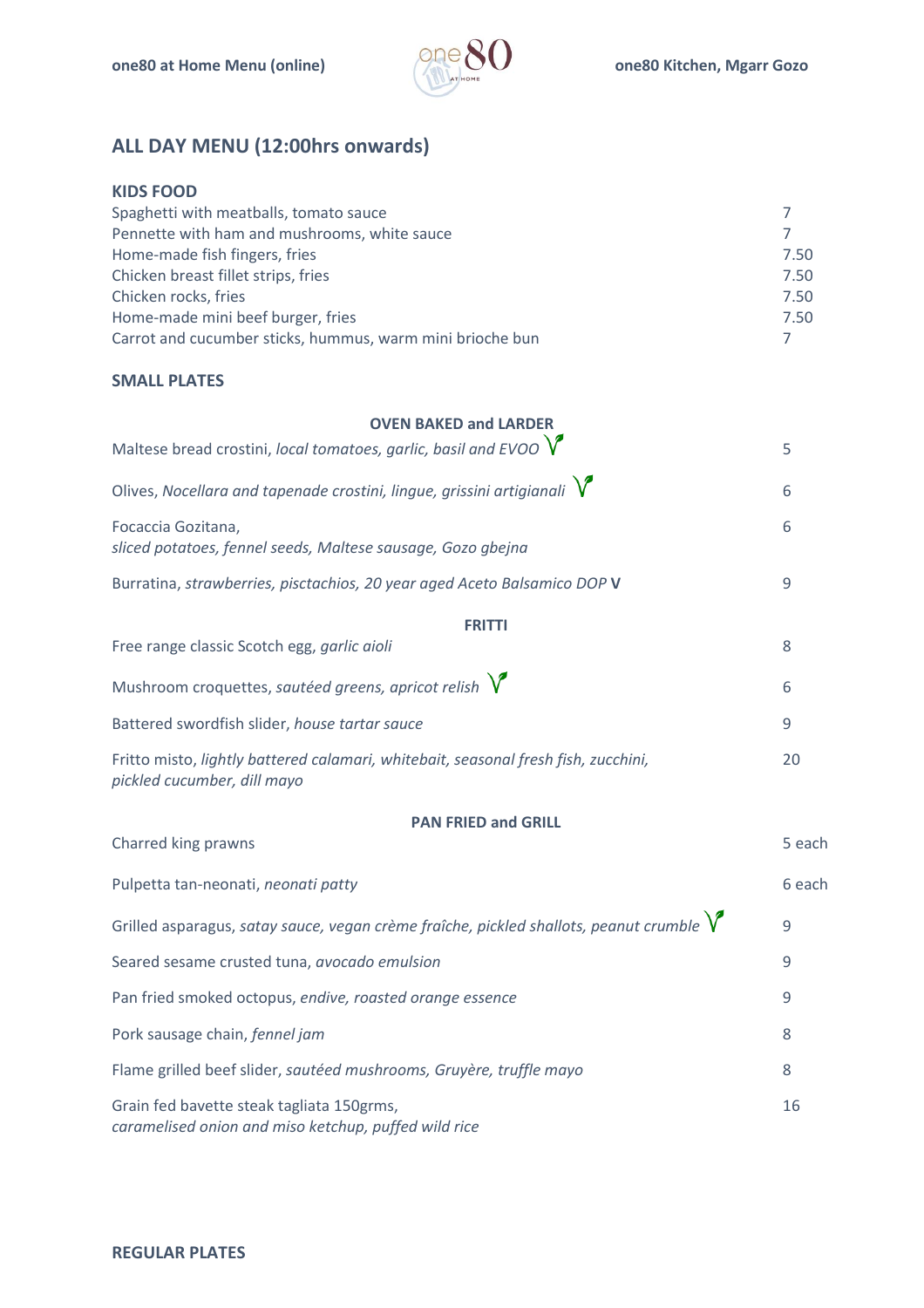## ALL DAY MENU (12:00hrs onwards)

### KIDS FOOD

| | |
|---|---|
| Spaghetti with meatballs, tomato sauce | 7 |
| Pennette with ham and mushrooms, white sauce | 7 |
| Home-made fish fingers, fries | 7.50 |
| Chicken breast fillet strips, fries | 7.50 |
| Chicken rocks, fries | 7.50 |
| Home-made mini beef burger, fries | 7.50 |
| Carrot and cucumber sticks, hummus, warm mini brioche bun | 7 |

### SMALL PLATES

#### OVEN BAKED and LARDER

| | |
|---|---|
| Maltese bread crostini, *local tomatoes, garlic, basil and EVOO* V | 5 |
| Olives, *Nocellara and tapenade crostini, lingue, grissini artigianali* V | 6 |
| Focaccia Gozitana, *sliced potatoes, fennel seeds, Maltese sausage, Gozo gbejna* | 6 |
| Burratina, *strawberries, pisctachios, 20 year aged Aceto Balsamico DOP* **V** | 9 |

#### FRITTI

| | |
|---|---|
| Free range classic Scotch egg, *garlic aioli* | 8 |
| Mushroom croquettes, *sautéed greens, apricot relish* V | 6 |
| Battered swordfish slider, *house tartar sauce* | 9 |
| Fritto misto, *lightly battered calamari, whitebait, seasonal fresh fish, zucchini, pickled cucumber, dill mayo* | 20 |

#### PAN FRIED and GRILL

| | |
|---|---|
| Charred king prawns | 5 each |
| Pulpetta tan-neonati, *neonati patty* | 6 each |
| Grilled asparagus, *satay sauce, vegan crème fraîche, pickled shallots, peanut crumble* V | 9 |
| Seared sesame crusted tuna, *avocado emulsion* | 9 |
| Pan fried smoked octopus, *endive, roasted orange essence* | 9 |
| Pork sausage chain, *fennel jam* | 8 |
| Flame grilled beef slider, *sautéed mushrooms, Gruyère, truffle mayo* | 8 |
| Grain fed bavette steak tagliata 150grms, *caramelised onion and miso ketchup, puffed wild rice* | 16 |

### REGULAR PLATES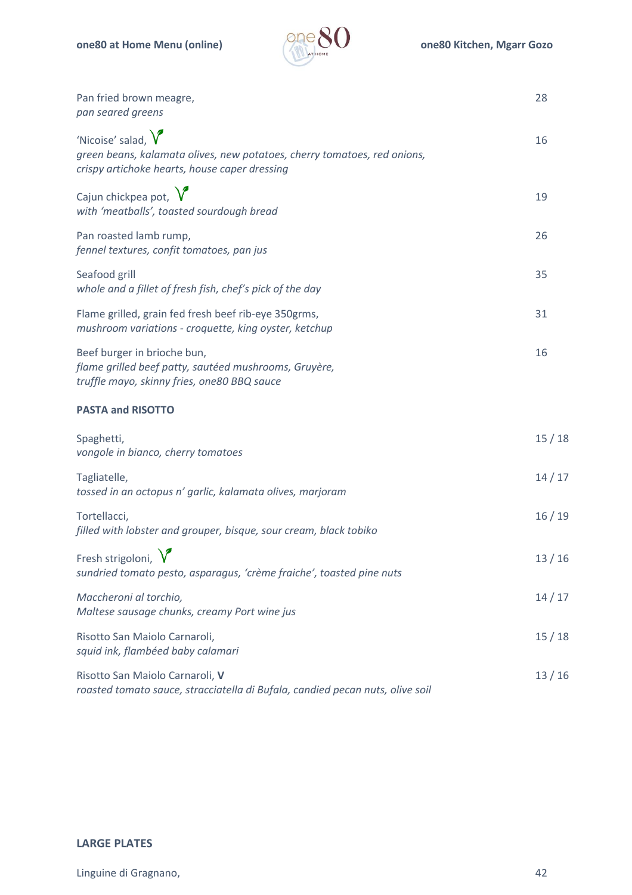Pan fried brown meagre, 28
*pan seared greens*

'Nicoise' salad, 16
*green beans, kalamata olives, new potatoes, cherry tomatoes, red onions, crispy artichoke hearts, house caper dressing*

Cajun chickpea pot, 19
*with 'meatballs', toasted sourdough bread*

Pan roasted lamb rump, 26
*fennel textures, confit tomatoes, pan jus*

Seafood grill 35
*whole and a fillet of fresh fish, chef's pick of the day*

Flame grilled, grain fed fresh beef rib-eye 350grms, 31
*mushroom variations - croquette, king oyster, ketchup*

Beef burger in brioche bun, 16
*flame grilled beef patty, sautéed mushrooms, Gruyère, truffle mayo, skinny fries, one80 BBQ sauce*

**PASTA and RISOTTO**

Spaghetti, 15 / 18
*vongole in bianco, cherry tomatoes*

Tagliatelle, 14 / 17
*tossed in an octopus n' garlic, kalamata olives, marjoram*

Tortellacci, 16 / 19
*filled with lobster and grouper, bisque, sour cream, black tobiko*

Fresh strigoloni, 13 / 16
*sundried tomato pesto, asparagus, 'crème fraiche', toasted pine nuts*

*Maccheroni al torchio,* 14 / 17
*Maltese sausage chunks, creamy Port wine jus*

Risotto San Maiolo Carnaroli, 15 / 18
*squid ink, flambéed baby calamari*

Risotto San Maiolo Carnaroli, **V** 13 / 16
*roasted tomato sauce, stracciatella di Bufala, candied pecan nuts, olive soil*

**LARGE PLATES**

Linguine di Gragnano, 42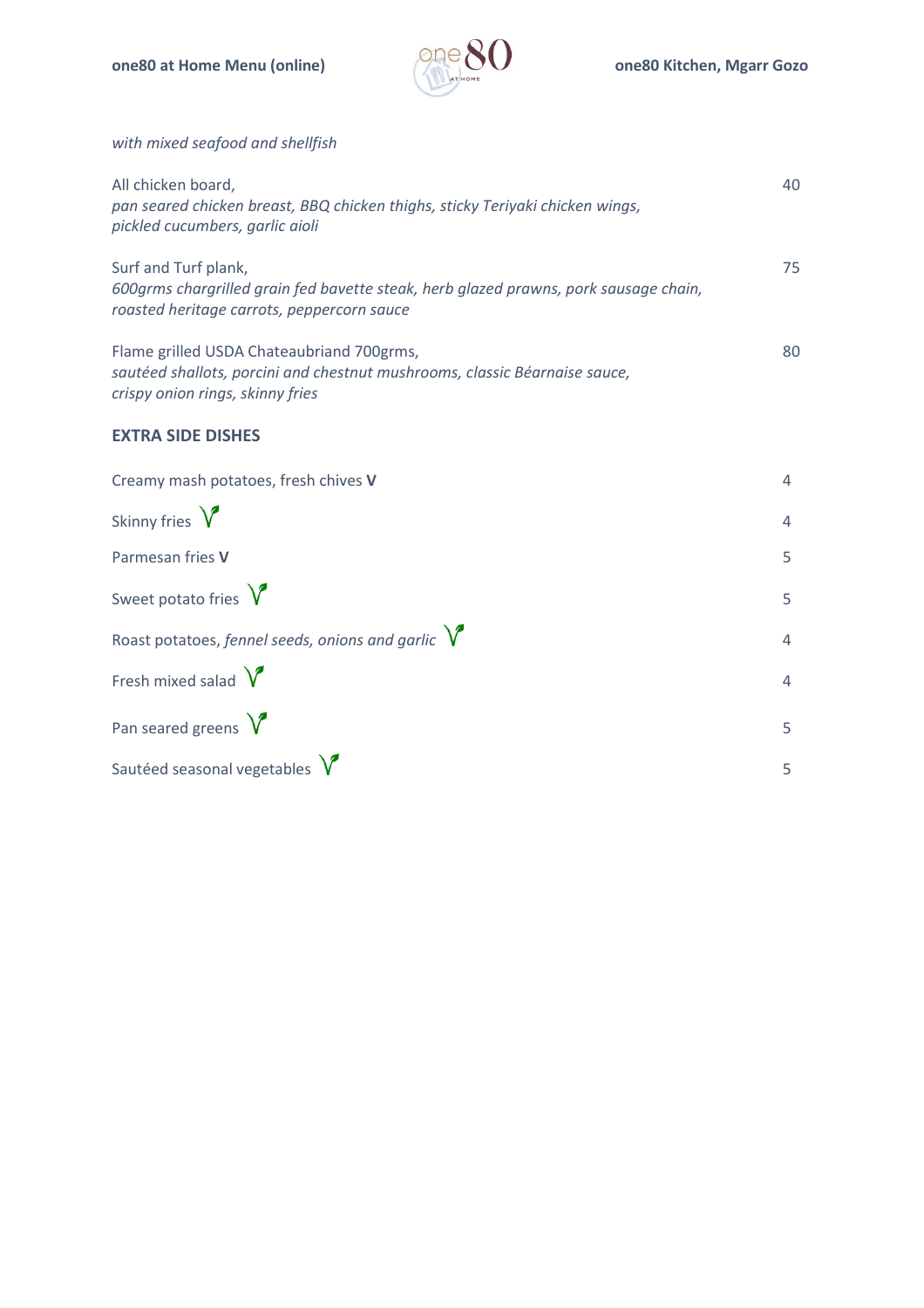*with mixed seafood and shellfish*

All chicken board, 40
*pan seared chicken breast, BBQ chicken thighs, sticky Teriyaki chicken wings, pickled cucumbers, garlic aioli*

Surf and Turf plank, 75
*600grms chargrilled grain fed bavette steak, herb glazed prawns, pork sausage chain, roasted heritage carrots, peppercorn sauce*

Flame grilled USDA Chateaubriand 700grms, 80
*sautéed shallots, porcini and chestnut mushrooms, classic Béarnaise sauce, crispy onion rings, skinny fries*

## EXTRA SIDE DISHES

| | |
|---|---|
| Creamy mash potatoes, fresh chives **V** | 4 |
| Skinny fries V | 4 |
| Parmesan fries **V** | 5 |
| Sweet potato fries V | 5 |
| Roast potatoes, *fennel seeds, onions and garlic* V | 4 |
| Fresh mixed salad V | 4 |
| Pan seared greens V | 5 |
| Sautéed seasonal vegetables V | 5 |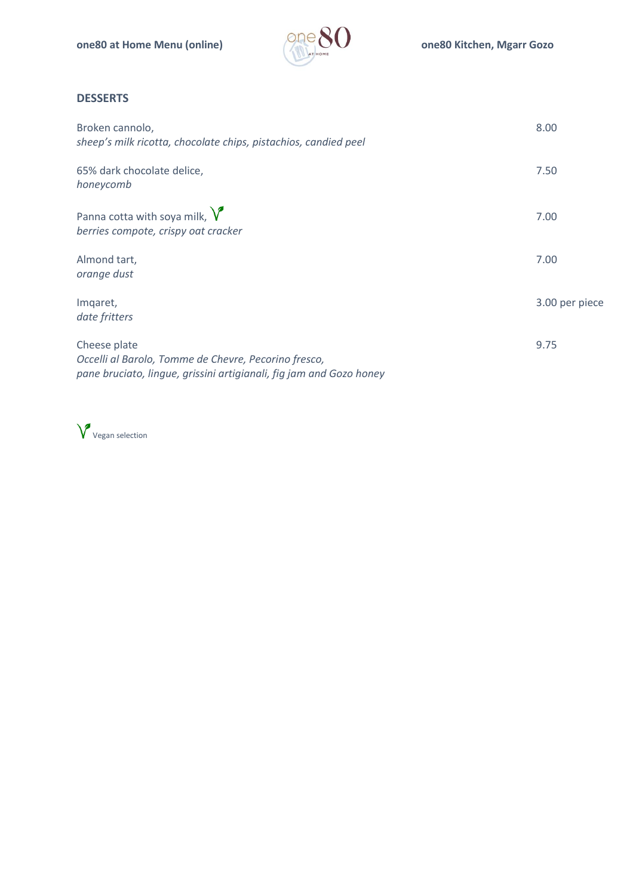## DESSERTS

Broken cannolo,
*sheep's milk ricotta, chocolate chips, pistachios, candied peel* — 8.00

65% dark chocolate delice,
*honeycomb* — 7.50

Panna cotta with soya milk, V
*berries compote, crispy oat cracker* — 7.00

Almond tart,
*orange dust* — 7.00

Imqaret,
*date fritters* — 3.00 per piece

Cheese plate
*Occelli al Barolo, Tomme de Chevre, Pecorino fresco,*
*pane bruciato, lingue, grissini artigianali, fig jam and Gozo honey* — 9.75

V Vegan selection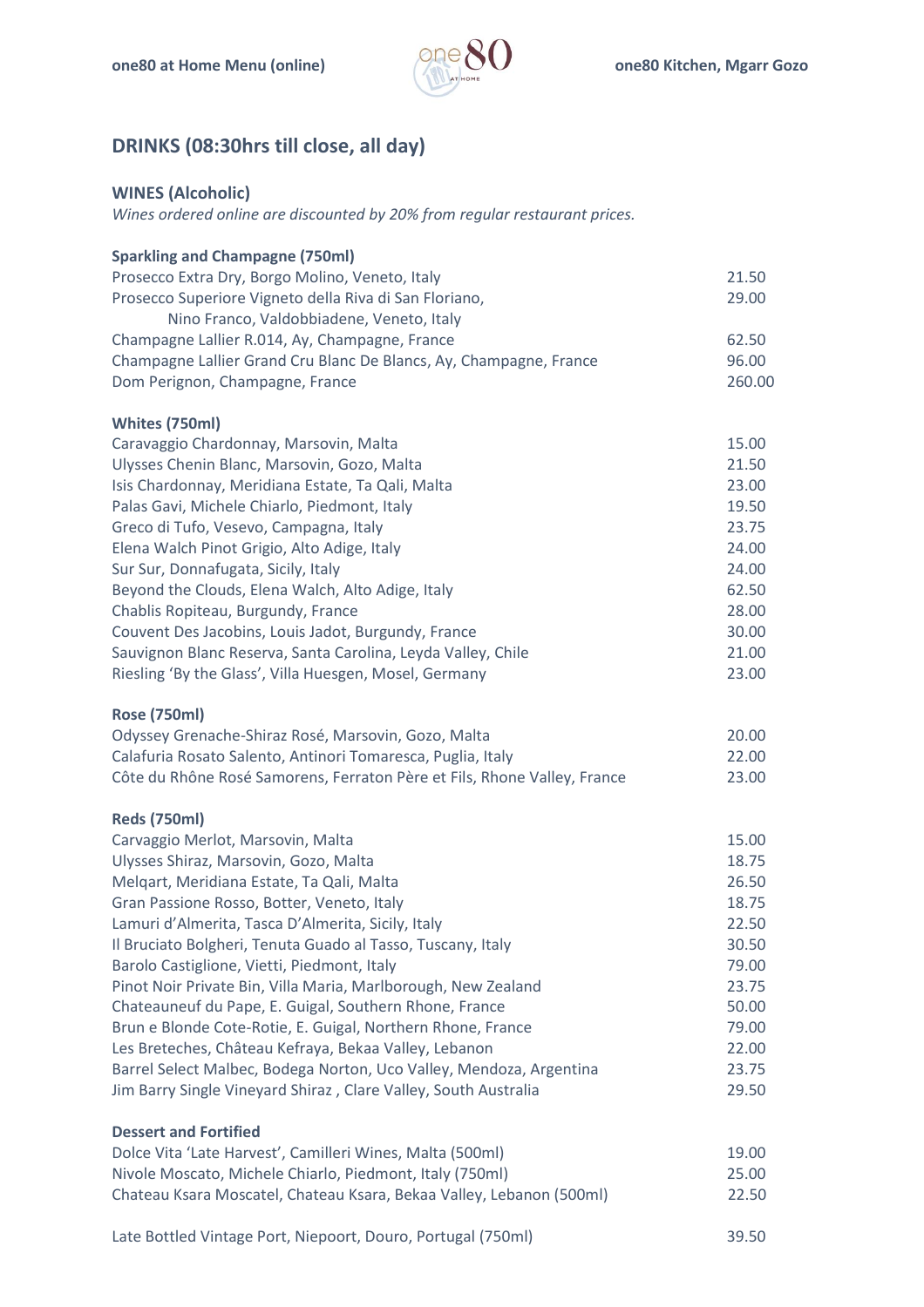## DRINKS (08:30hrs till close, all day)

### WINES (Alcoholic)

*Wines ordered online are discounted by 20% from regular restaurant prices.*

#### Sparkling and Champagne (750ml)

| | |
|---|---|
| Prosecco Extra Dry, Borgo Molino, Veneto, Italy | 21.50 |
| Prosecco Superiore Vigneto della Riva di San Floriano, Nino Franco, Valdobbiadene, Veneto, Italy | 29.00 |
| Champagne Lallier R.014, Ay, Champagne, France | 62.50 |
| Champagne Lallier Grand Cru Blanc De Blancs, Ay, Champagne, France | 96.00 |
| Dom Perignon, Champagne, France | 260.00 |

#### Whites (750ml)

| | |
|---|---|
| Caravaggio Chardonnay, Marsovin, Malta | 15.00 |
| Ulysses Chenin Blanc, Marsovin, Gozo, Malta | 21.50 |
| Isis Chardonnay, Meridiana Estate, Ta Qali, Malta | 23.00 |
| Palas Gavi, Michele Chiarlo, Piedmont, Italy | 19.50 |
| Greco di Tufo, Vesevo, Campagna, Italy | 23.75 |
| Elena Walch Pinot Grigio, Alto Adige, Italy | 24.00 |
| Sur Sur, Donnafugata, Sicily, Italy | 24.00 |
| Beyond the Clouds, Elena Walch, Alto Adige, Italy | 62.50 |
| Chablis Ropiteau, Burgundy, France | 28.00 |
| Couvent Des Jacobins, Louis Jadot, Burgundy, France | 30.00 |
| Sauvignon Blanc Reserva, Santa Carolina, Leyda Valley, Chile | 21.00 |
| Riesling 'By the Glass', Villa Huesgen, Mosel, Germany | 23.00 |

#### Rose (750ml)

| | |
|---|---|
| Odyssey Grenache-Shiraz Rosé, Marsovin, Gozo, Malta | 20.00 |
| Calafuria Rosato Salento, Antinori Tomaresca, Puglia, Italy | 22.00 |
| Côte du Rhône Rosé Samorens, Ferraton Père et Fils, Rhone Valley, France | 23.00 |

#### Reds (750ml)

| | |
|---|---|
| Carvaggio Merlot, Marsovin, Malta | 15.00 |
| Ulysses Shiraz, Marsovin, Gozo, Malta | 18.75 |
| Melqart, Meridiana Estate, Ta Qali, Malta | 26.50 |
| Gran Passione Rosso, Botter, Veneto, Italy | 18.75 |
| Lamuri d'Almerita, Tasca D'Almerita, Sicily, Italy | 22.50 |
| Il Bruciato Bolgheri, Tenuta Guado al Tasso, Tuscany, Italy | 30.50 |
| Barolo Castiglione, Vietti, Piedmont, Italy | 79.00 |
| Pinot Noir Private Bin, Villa Maria, Marlborough, New Zealand | 23.75 |
| Chateauneuf du Pape, E. Guigal, Southern Rhone, France | 50.00 |
| Brun e Blonde Cote-Rotie, E. Guigal, Northern Rhone, France | 79.00 |
| Les Breteches, Château Kefraya, Bekaa Valley, Lebanon | 22.00 |
| Barrel Select Malbec, Bodega Norton, Uco Valley, Mendoza, Argentina | 23.75 |
| Jim Barry Single Vineyard Shiraz , Clare Valley, South Australia | 29.50 |

#### Dessert and Fortified

| | |
|---|---|
| Dolce Vita 'Late Harvest', Camilleri Wines, Malta (500ml) | 19.00 |
| Nivole Moscato, Michele Chiarlo, Piedmont, Italy (750ml) | 25.00 |
| Chateau Ksara Moscatel, Chateau Ksara, Bekaa Valley, Lebanon (500ml) | 22.50 |
| Late Bottled Vintage Port, Niepoort, Douro, Portugal (750ml) | 39.50 |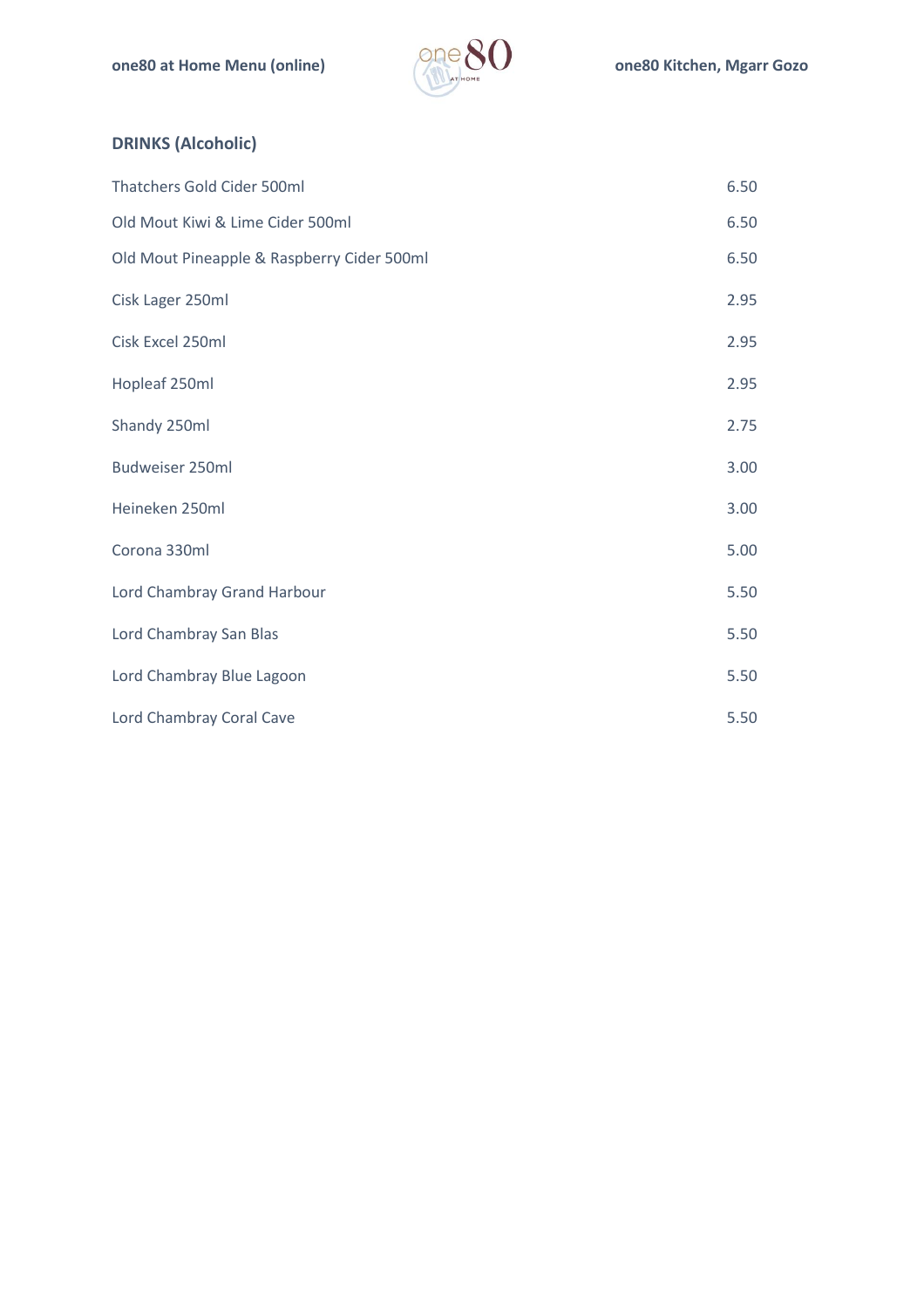## DRINKS (Alcoholic)

| Item | Price |
|---|---|
| Thatchers Gold Cider 500ml | 6.50 |
| Old Mout Kiwi & Lime Cider 500ml | 6.50 |
| Old Mout Pineapple & Raspberry Cider 500ml | 6.50 |
| Cisk Lager 250ml | 2.95 |
| Cisk Excel 250ml | 2.95 |
| Hopleaf 250ml | 2.95 |
| Shandy 250ml | 2.75 |
| Budweiser 250ml | 3.00 |
| Heineken 250ml | 3.00 |
| Corona 330ml | 5.00 |
| Lord Chambray Grand Harbour | 5.50 |
| Lord Chambray San Blas | 5.50 |
| Lord Chambray Blue Lagoon | 5.50 |
| Lord Chambray Coral Cave | 5.50 |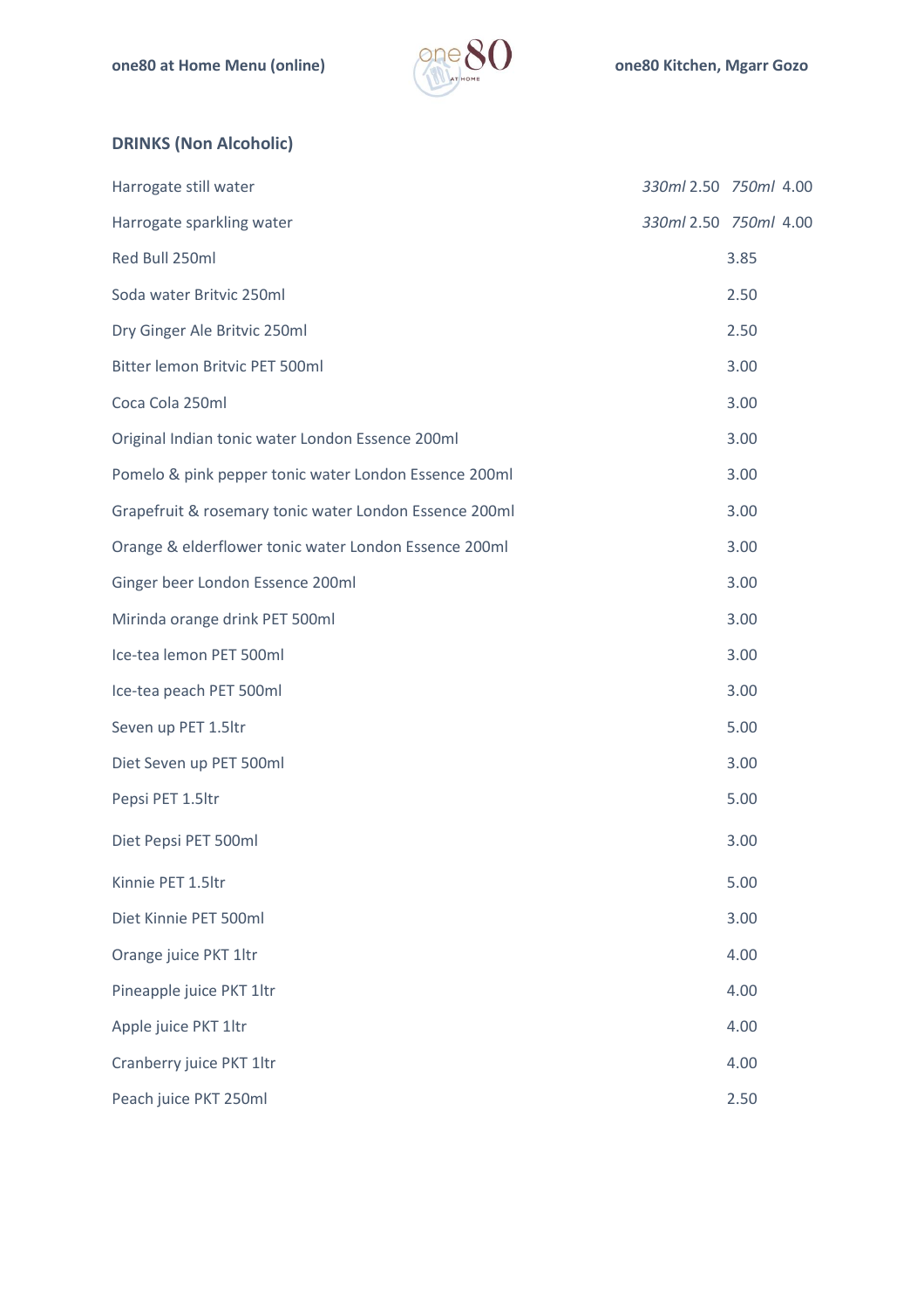## DRINKS (Non Alcoholic)

| | |
|---|---|
| Harrogate still water | *330ml* 2.50 *750ml* 4.00 |
| Harrogate sparkling water | *330ml* 2.50 *750ml* 4.00 |
| Red Bull 250ml | 3.85 |
| Soda water Britvic 250ml | 2.50 |
| Dry Ginger Ale Britvic 250ml | 2.50 |
| Bitter lemon Britvic PET 500ml | 3.00 |
| Coca Cola 250ml | 3.00 |
| Original Indian tonic water London Essence 200ml | 3.00 |
| Pomelo & pink pepper tonic water London Essence 200ml | 3.00 |
| Grapefruit & rosemary tonic water London Essence 200ml | 3.00 |
| Orange & elderflower tonic water London Essence 200ml | 3.00 |
| Ginger beer London Essence 200ml | 3.00 |
| Mirinda orange drink PET 500ml | 3.00 |
| Ice-tea lemon PET 500ml | 3.00 |
| Ice-tea peach PET 500ml | 3.00 |
| Seven up PET 1.5ltr | 5.00 |
| Diet Seven up PET 500ml | 3.00 |
| Pepsi PET 1.5ltr | 5.00 |
| Diet Pepsi PET 500ml | 3.00 |
| Kinnie PET 1.5ltr | 5.00 |
| Diet Kinnie PET 500ml | 3.00 |
| Orange juice PKT 1ltr | 4.00 |
| Pineapple juice PKT 1ltr | 4.00 |
| Apple juice PKT 1ltr | 4.00 |
| Cranberry juice PKT 1ltr | 4.00 |
| Peach juice PKT 250ml | 2.50 |